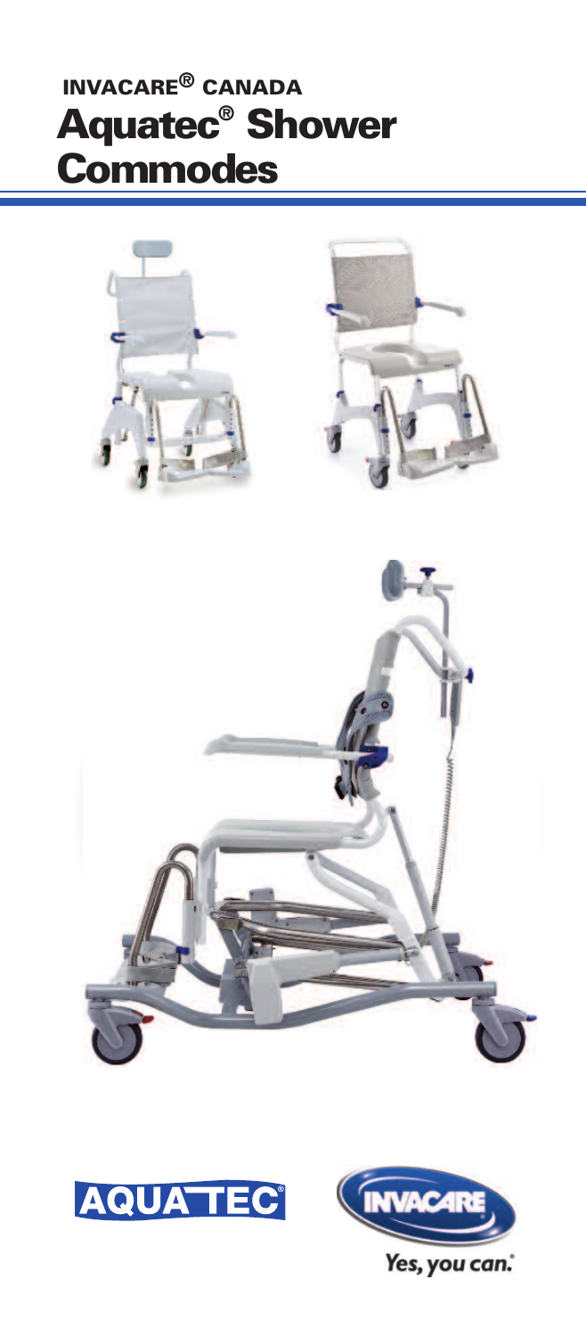## INVACARE® CANADA

# Aquatec® Shower Commodes

AQUATEC®

INVACARE

Yes, you can.®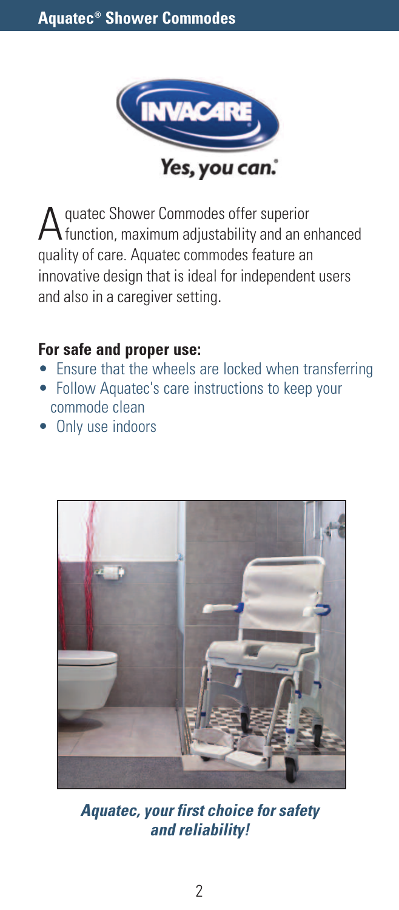Aquatec Shower Commodes offer superior function, maximum adjustability and an enhanced quality of care. Aquatec commodes feature an innovative design that is ideal for independent users and also in a caregiver setting.

**For safe and proper use:**

- Ensure that the wheels are locked when transferring
- Follow Aquatec's care instructions to keep your commode clean
- Only use indoors

***Aquatec, your first choice for safety and reliability!***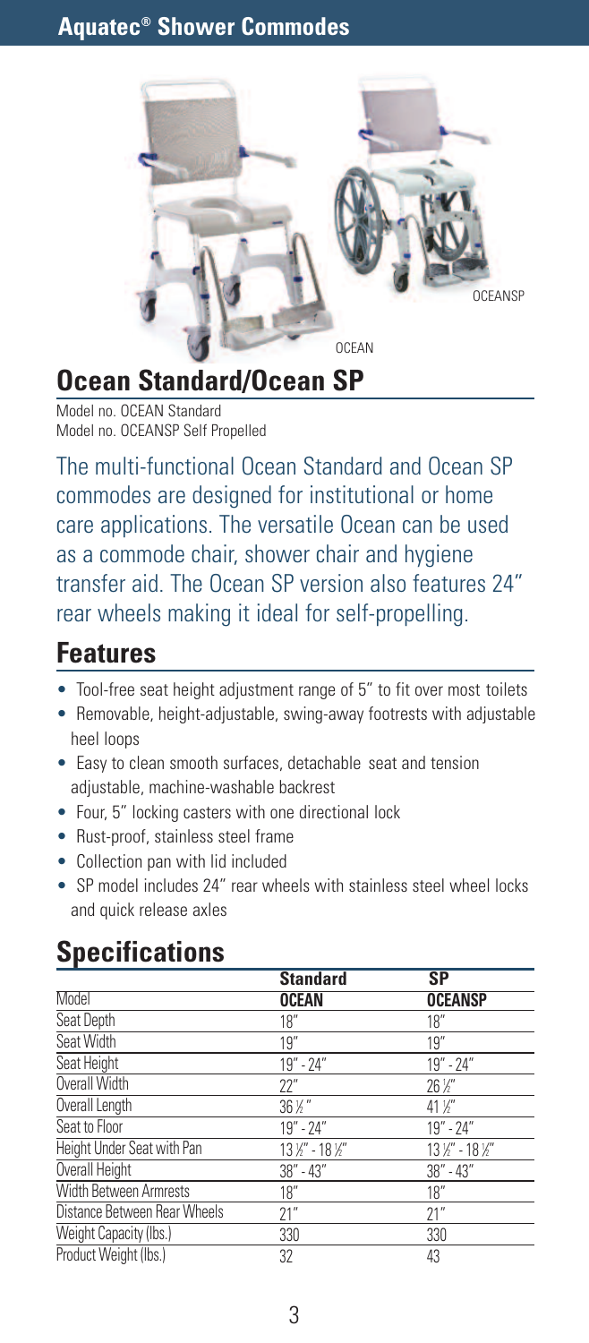## Aquatec® Shower Commodes

OCEANSP

OCEAN

# Ocean Standard/Ocean SP

Model no. OCEAN Standard
Model no. OCEANSP Self Propelled

The multi-functional Ocean Standard and Ocean SP commodes are designed for institutional or home care applications. The versatile Ocean can be used as a commode chair, shower chair and hygiene transfer aid. The Ocean SP version also features 24" rear wheels making it ideal for self-propelling.

## Features

- Tool-free seat height adjustment range of 5" to fit over most toilets
- Removable, height-adjustable, swing-away footrests with adjustable heel loops
- Easy to clean smooth surfaces, detachable seat and tension adjustable, machine-washable backrest
- Four, 5" locking casters with one directional lock
- Rust-proof, stainless steel frame
- Collection pan with lid included
- SP model includes 24" rear wheels with stainless steel wheel locks and quick release axles

## Specifications

| | **Standard** | **SP** |
|---|---|---|
| Model | **OCEAN** | **OCEANSP** |
| Seat Depth | 18" | 18" |
| Seat Width | 19" | 19" |
| Seat Height | 19" - 24" | 19" - 24" |
| Overall Width | 22" | 26 ½" |
| Overall Length | 36 ½" | 41 ½" |
| Seat to Floor | 19" - 24" | 19" - 24" |
| Height Under Seat with Pan | 13 ½" - 18 ½" | 13 ½" - 18 ½" |
| Overall Height | 38" - 43" | 38" - 43" |
| Width Between Armrests | 18" | 18" |
| Distance Between Rear Wheels | 21" | 21" |
| Weight Capacity (lbs.) | 330 | 330 |
| Product Weight (lbs.) | 32 | 43 |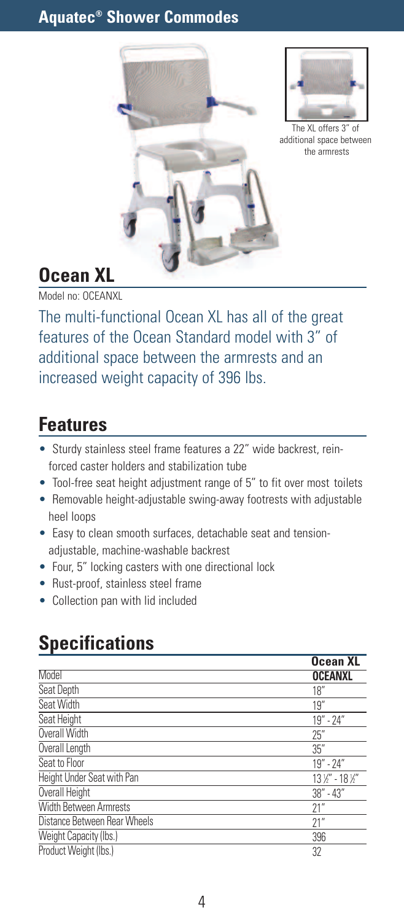## Aquatec® Shower Commodes

The XL offers 3" of additional space between the armrests

# Ocean XL

Model no: OCEANXL

The multi-functional Ocean XL has all of the great features of the Ocean Standard model with 3" of additional space between the armrests and an increased weight capacity of 396 lbs.

## Features

- Sturdy stainless steel frame features a 22" wide backrest, reinforced caster holders and stabilization tube
- Tool-free seat height adjustment range of 5" to fit over most toilets
- Removable height-adjustable swing-away footrests with adjustable heel loops
- Easy to clean smooth surfaces, detachable seat and tension-adjustable, machine-washable backrest
- Four, 5" locking casters with one directional lock
- Rust-proof, stainless steel frame
- Collection pan with lid included

## Specifications

| | **Ocean XL** |
|---|---|
| Model | **OCEANXL** |
| Seat Depth | 18" |
| Seat Width | 19" |
| Seat Height | 19" - 24" |
| Overall Width | 25" |
| Overall Length | 35" |
| Seat to Floor | 19" - 24" |
| Height Under Seat with Pan | 13 ½" - 18 ½" |
| Overall Height | 38" - 43" |
| Width Between Armrests | 21" |
| Distance Between Rear Wheels | 21" |
| Weight Capacity (lbs.) | 396 |
| Product Weight (lbs.) | 32 |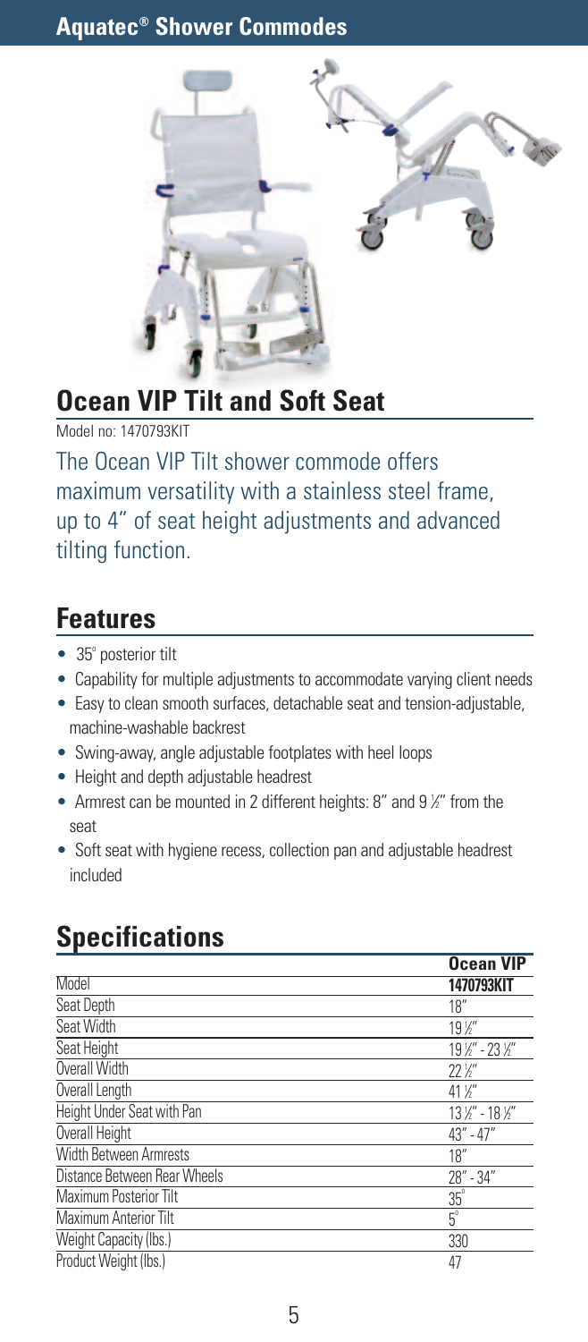## Aquatec® Shower Commodes

# Ocean VIP Tilt and Soft Seat

Model no: 1470793KIT

The Ocean VIP Tilt shower commode offers maximum versatility with a stainless steel frame, up to 4" of seat height adjustments and advanced tilting function.

## Features

- 35° posterior tilt
- Capability for multiple adjustments to accommodate varying client needs
- Easy to clean smooth surfaces, detachable seat and tension-adjustable, machine-washable backrest
- Swing-away, angle adjustable footplates with heel loops
- Height and depth adjustable headrest
- Armrest can be mounted in 2 different heights: 8" and 9 ½" from the seat
- Soft seat with hygiene recess, collection pan and adjustable headrest included

## Specifications

| | **Ocean VIP** |
|---|---|
| Model | **1470793KIT** |
| Seat Depth | 18" |
| Seat Width | 19 ½" |
| Seat Height | 19 ½" - 23 ½" |
| Overall Width | 22 ½" |
| Overall Length | 41 ½" |
| Height Under Seat with Pan | 13 ½" - 18 ½" |
| Overall Height | 43" - 47" |
| Width Between Armrests | 18" |
| Distance Between Rear Wheels | 28" - 34" |
| Maximum Posterior Tilt | 35° |
| Maximum Anterior Tilt | 5° |
| Weight Capacity (lbs.) | 330 |
| Product Weight (lbs.) | 47 |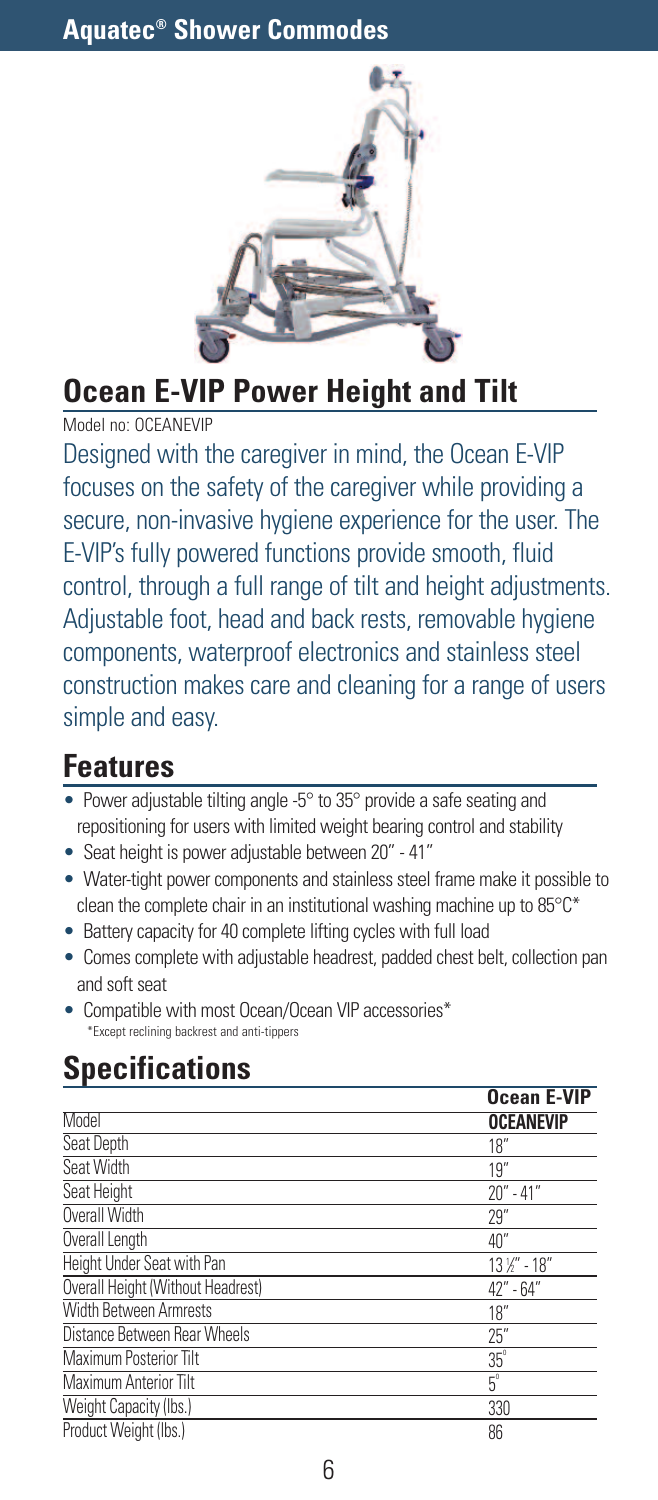# Ocean E-VIP Power Height and Tilt

Model no: OCEANEVIP

Designed with the caregiver in mind, the Ocean E-VIP focuses on the safety of the caregiver while providing a secure, non-invasive hygiene experience for the user. The E-VIP's fully powered functions provide smooth, fluid control, through a full range of tilt and height adjustments. Adjustable foot, head and back rests, removable hygiene components, waterproof electronics and stainless steel construction makes care and cleaning for a range of users simple and easy.

## Features

- Power adjustable tilting angle -5° to 35° provide a safe seating and repositioning for users with limited weight bearing control and stability
- Seat height is power adjustable between 20" - 41"
- Water-tight power components and stainless steel frame make it possible to clean the complete chair in an institutional washing machine up to 85°C*
- Battery capacity for 40 complete lifting cycles with full load
- Comes complete with adjustable headrest, padded chest belt, collection pan and soft seat
- Compatible with most Ocean/Ocean VIP accessories*

  *Except reclining backrest and anti-tippers

## Specifications

| | Ocean E-VIP |
|---|---|
| Model | **OCEANEVIP** |
| Seat Depth | 18" |
| Seat Width | 19" |
| Seat Height | 20" - 41" |
| Overall Width | 29" |
| Overall Length | 40" |
| Height Under Seat with Pan | 13 ½" - 18" |
| Overall Height (Without Headrest) | 42" - 64" |
| Width Between Armrests | 18" |
| Distance Between Rear Wheels | 25" |
| Maximum Posterior Tilt | 35° |
| Maximum Anterior Tilt | 5° |
| Weight Capacity (lbs.) | 330 |
| Product Weight (lbs.) | 86 |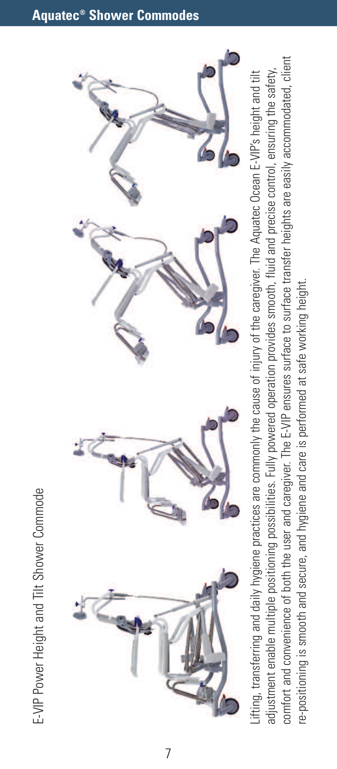## E-VIP Power Height and Tilt Shower Commode

Lifting, transferring and daily hygiene practices are commonly the cause of injury of the caregiver. The Aquatec Ocean E-VIP's height and tilt adjustment enable multiple positioning possibilities. Fully powered operation provides smooth, fluid and precise control, ensuring the safety, comfort and convenience of both the user and caregiver. The E-VIP ensures surface to surface transfer heights are easily accommodated, client re-positioning is smooth and secure, and hygiene and care is performed at safe working height.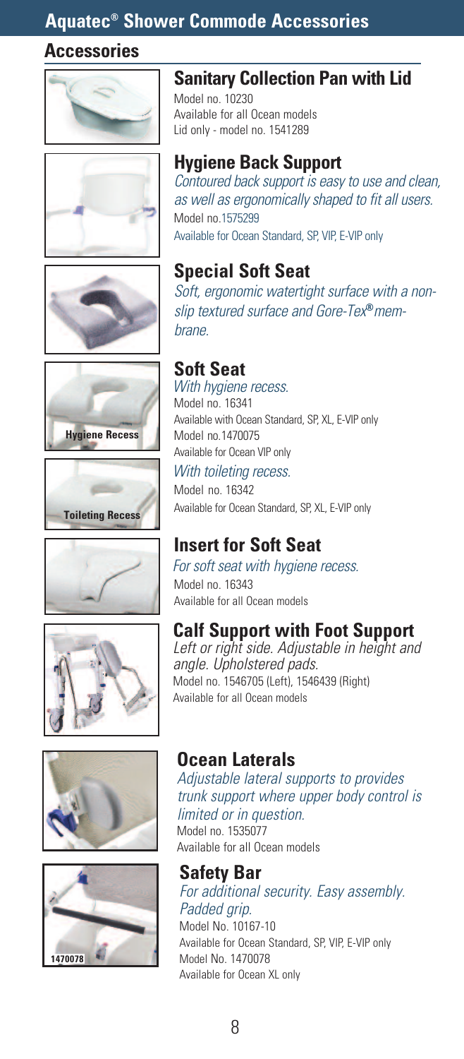# Aquatec® Shower Commode Accessories

## Accessories

### Sanitary Collection Pan with Lid

Model no. 10230
Available for all Ocean models
Lid only - model no. 1541289

### Hygiene Back Support

*Contoured back support is easy to use and clean, as well as ergonomically shaped to fit all users.*
Model no.1575299
Available for Ocean Standard, SP, VIP, E-VIP only

### Special Soft Seat

*Soft, ergonomic watertight surface with a non-slip textured surface and Gore-Tex® membrane.*

### Soft Seat

*With hygiene recess.*
Model no. 16341
Available with Ocean Standard, SP, XL, E-VIP only
Model no.1470075
Available for Ocean VIP only

*With toileting recess.*
Model no. 16342
Available for Ocean Standard, SP, XL, E-VIP only

Hygiene Recess

Toileting Recess

### Insert for Soft Seat

*For soft seat with hygiene recess.*
Model no. 16343
Available for all Ocean models

### Calf Support with Foot Support

*Left or right side. Adjustable in height and angle. Upholstered pads.*
Model no. 1546705 (Left), 1546439 (Right)
Available for all Ocean models

### Ocean Laterals

*Adjustable lateral supports to provides trunk support where upper body control is limited or in question.*
Model no. 1535077
Available for all Ocean models

### Safety Bar

*For additional security. Easy assembly. Padded grip.*
Model No. 10167-10
Available for Ocean Standard, SP, VIP, E-VIP only
Model No. 1470078
Available for Ocean XL only

1470078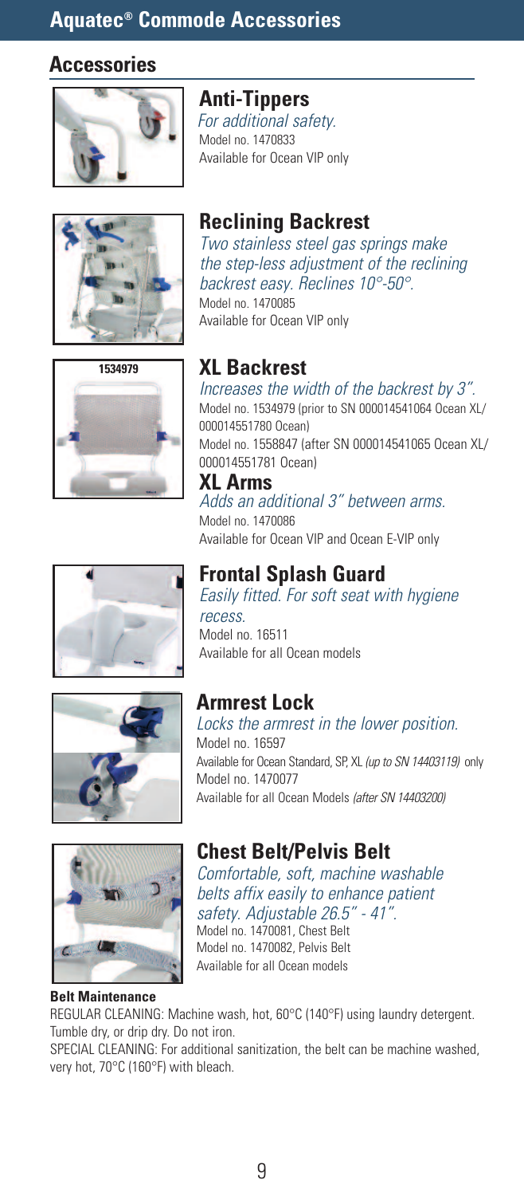## Aquatec® Commode Accessories

### Accessories

### Anti-Tippers

*For additional safety.*
Model no. 1470833
Available for Ocean VIP only

### Reclining Backrest

*Two stainless steel gas springs make the step-less adjustment of the reclining backrest easy. Reclines 10°-50°.*
Model no. 1470085
Available for Ocean VIP only

1534979

### XL Backrest

*Increases the width of the backrest by 3".*
Model no. 1534979 (prior to SN 000014541064 Ocean XL/ 000014551780 Ocean)
Model no. 1558847 (after SN 000014541065 Ocean XL/ 000014551781 Ocean)

### XL Arms

*Adds an additional 3" between arms.*
Model no. 1470086
Available for Ocean VIP and Ocean E-VIP only

### Frontal Splash Guard

*Easily fitted. For soft seat with hygiene recess.*
Model no. 16511
Available for all Ocean models

### Armrest Lock

*Locks the armrest in the lower position.*
Model no. 16597
Available for Ocean Standard, SP, XL *(up to SN 14403119)* only
Model no. 1470077
Available for all Ocean Models *(after SN 14403200)*

### Chest Belt/Pelvis Belt

*Comfortable, soft, machine washable belts affix easily to enhance patient safety. Adjustable 26.5" - 41".*
Model no. 1470081, Chest Belt
Model no. 1470082, Pelvis Belt
Available for all Ocean models

**Belt Maintenance**

REGULAR CLEANING: Machine wash, hot, 60°C (140°F) using laundry detergent. Tumble dry, or drip dry. Do not iron.

SPECIAL CLEANING: For additional sanitization, the belt can be machine washed, very hot, 70°C (160°F) with bleach.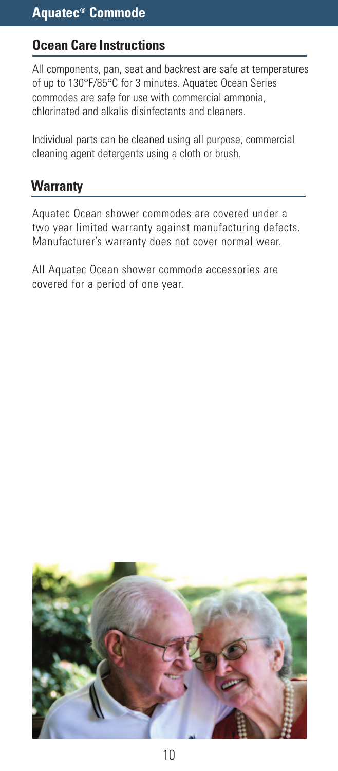## Ocean Care Instructions

All components, pan, seat and backrest are safe at temperatures of up to 130°F/85°C for 3 minutes. Aquatec Ocean Series commodes are safe for use with commercial ammonia, chlorinated and alkalis disinfectants and cleaners.

Individual parts can be cleaned using all purpose, commercial cleaning agent detergents using a cloth or brush.

## Warranty

Aquatec Ocean shower commodes are covered under a two year limited warranty against manufacturing defects. Manufacturer's warranty does not cover normal wear.

All Aquatec Ocean shower commode accessories are covered for a period of one year.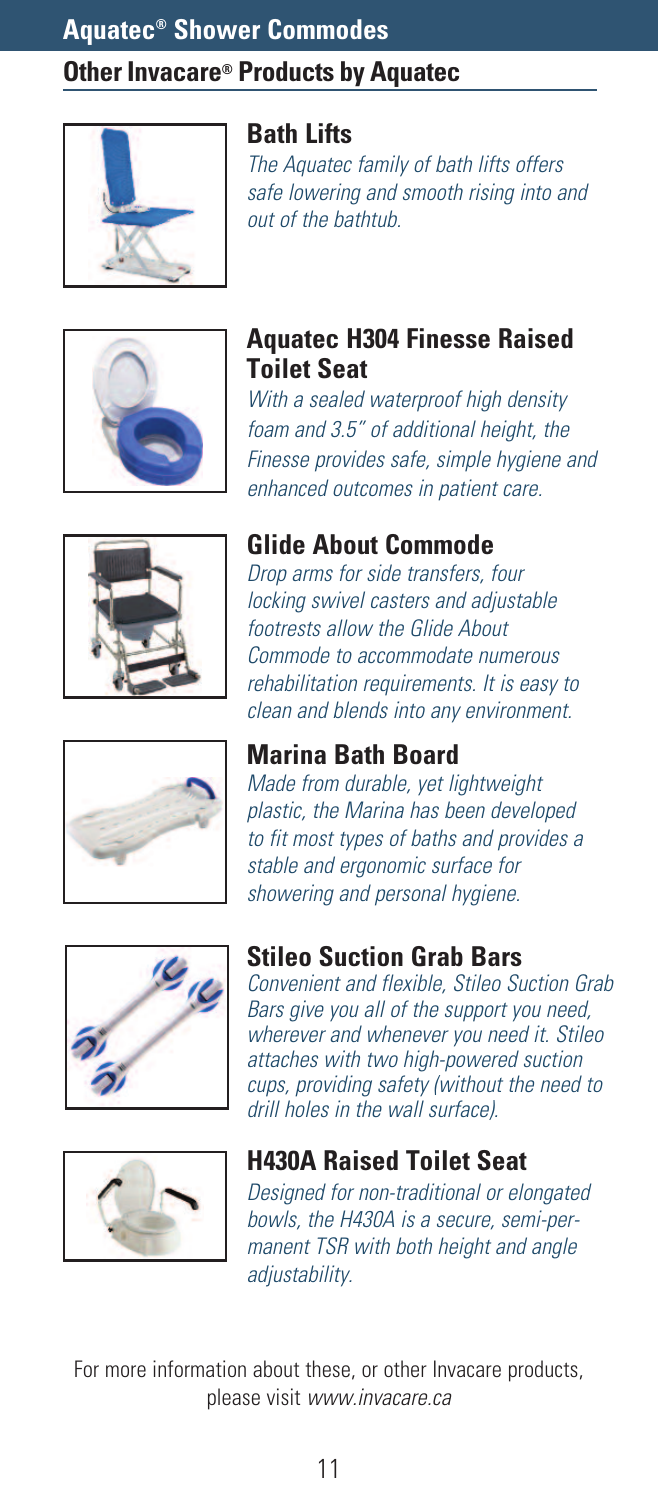## Aquatec® Shower Commodes

### Other Invacare® Products by Aquatec

#### Bath Lifts

*The Aquatec family of bath lifts offers safe lowering and smooth rising into and out of the bathtub.*

#### Aquatec H304 Finesse Raised Toilet Seat

*With a sealed waterproof high density foam and 3.5" of additional height, the Finesse provides safe, simple hygiene and enhanced outcomes in patient care.*

#### Glide About Commode

*Drop arms for side transfers, four locking swivel casters and adjustable footrests allow the Glide About Commode to accommodate numerous rehabilitation requirements. It is easy to clean and blends into any environment.*

#### Marina Bath Board

*Made from durable, yet lightweight plastic, the Marina has been developed to fit most types of baths and provides a stable and ergonomic surface for showering and personal hygiene.*

#### Stileo Suction Grab Bars

*Convenient and flexible, Stileo Suction Grab Bars give you all of the support you need, wherever and whenever you need it. Stileo attaches with two high-powered suction cups, providing safety (without the need to drill holes in the wall surface).*

#### H430A Raised Toilet Seat

*Designed for non-traditional or elongated bowls, the H430A is a secure, semi-permanent TSR with both height and angle adjustability.*

For more information about these, or other Invacare products, please visit *www.invacare.ca*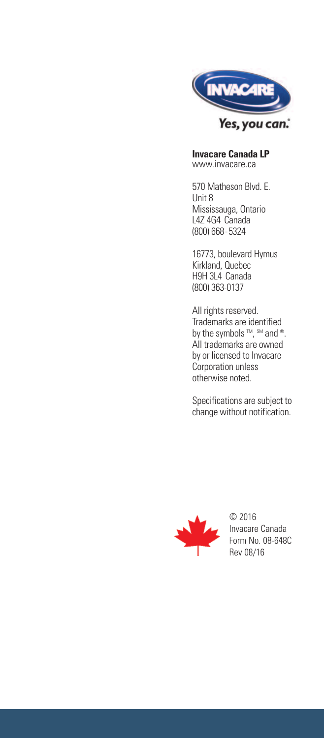Yes, you can.®

**Invacare Canada LP**
www.invacare.ca

570 Matheson Blvd. E.
Unit 8
Mississauga, Ontario
L4Z 4G4 Canada
(800) 668-5324

16773, boulevard Hymus
Kirkland, Quebec
H9H 3L4 Canada
(800) 363-0137

All rights reserved. Trademarks are identified by the symbols ™, ℠ and ®. All trademarks are owned by or licensed to Invacare Corporation unless otherwise noted.

Specifications are subject to change without notification.

© 2016
Invacare Canada
Form No. 08-648C
Rev 08/16